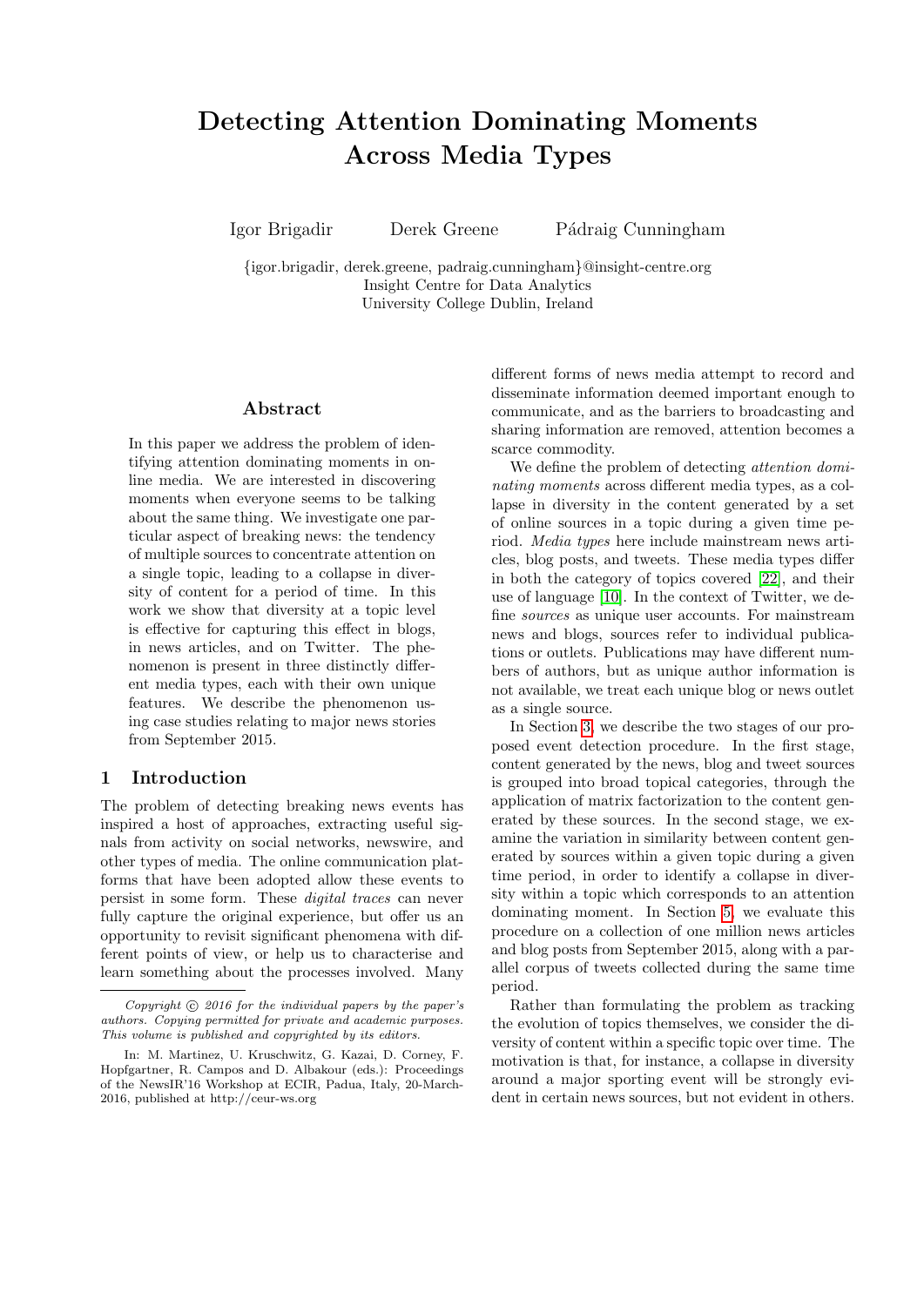# Detecting Attention Dominating Moments Across Media Types

Igor Brigadir     Derek Greene     Pádraig Cunningham

{igor.brigadir, derek.greene, padraig.cunningham}@insight-centre.org
Insight Centre for Data Analytics
University College Dublin, Ireland

## Abstract

In this paper we address the problem of identifying attention dominating moments in online media. We are interested in discovering moments when everyone seems to be talking about the same thing. We investigate one particular aspect of breaking news: the tendency of multiple sources to concentrate attention on a single topic, leading to a collapse in diversity of content for a period of time. In this work we show that diversity at a topic level is effective for capturing this effect in blogs, in news articles, and on Twitter. The phenomenon is present in three distinctly different media types, each with their own unique features. We describe the phenomenon using case studies relating to major news stories from September 2015.

## 1 Introduction

The problem of detecting breaking news events has inspired a host of approaches, extracting useful signals from activity on social networks, newswire, and other types of media. The online communication platforms that have been adopted allow these events to persist in some form. These *digital traces* can never fully capture the original experience, but offer us an opportunity to revisit significant phenomena with different points of view, or help us to characterise and learn something about the processes involved. Many different forms of news media attempt to record and disseminate information deemed important enough to communicate, and as the barriers to broadcasting and sharing information are removed, attention becomes a scarce commodity.

We define the problem of detecting *attention dominating moments* across different media types, as a collapse in diversity in the content generated by a set of online sources in a topic during a given time period. *Media types* here include mainstream news articles, blog posts, and tweets. These media types differ in both the category of topics covered [22], and their use of language [10]. In the context of Twitter, we define *sources* as unique user accounts. For mainstream news and blogs, sources refer to individual publications or outlets. Publications may have different numbers of authors, but as unique author information is not available, we treat each unique blog or news outlet as a single source.

In Section 3, we describe the two stages of our proposed event detection procedure. In the first stage, content generated by the news, blog and tweet sources is grouped into broad topical categories, through the application of matrix factorization to the content generated by these sources. In the second stage, we examine the variation in similarity between content generated by sources within a given topic during a given time period, in order to identify a collapse in diversity within a topic which corresponds to an attention dominating moment. In Section 5, we evaluate this procedure on a collection of one million news articles and blog posts from September 2015, along with a parallel corpus of tweets collected during the same time period.

Rather than formulating the problem as tracking the evolution of topics themselves, we consider the diversity of content within a specific topic over time. The motivation is that, for instance, a collapse in diversity around a major sporting event will be strongly evident in certain news sources, but not evident in others.

---

*Copyright © 2016 for the individual papers by the paper's authors. Copying permitted for private and academic purposes. This volume is published and copyrighted by its editors.*

In: M. Martinez, U. Kruschwitz, G. Kazai, D. Corney, F. Hopfgartner, R. Campos and D. Albakour (eds.): Proceedings of the NewsIR'16 Workshop at ECIR, Padua, Italy, 20-March-2016, published at http://ceur-ws.org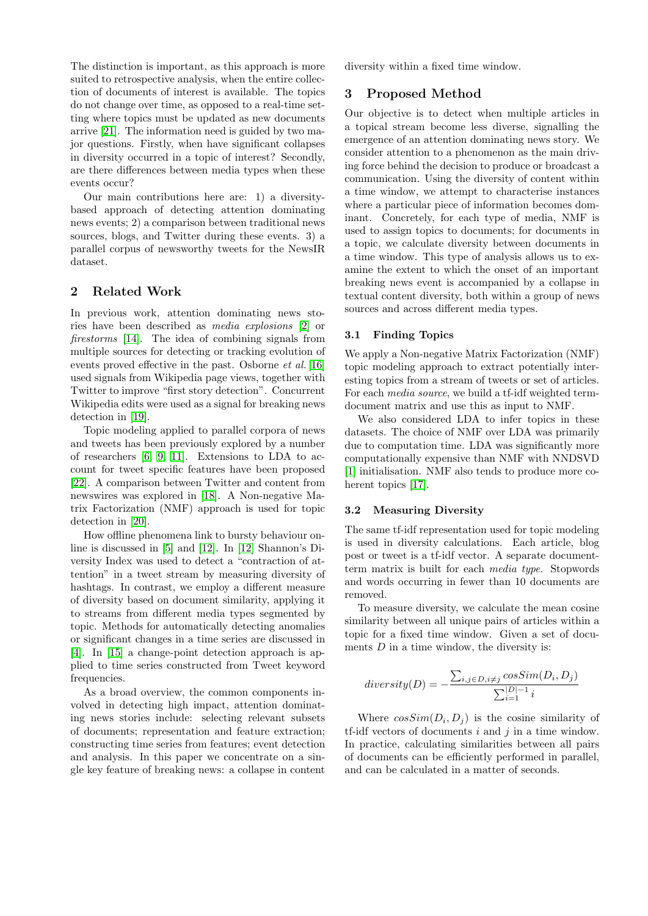The distinction is important, as this approach is more suited to retrospective analysis, when the entire collection of documents of interest is available. The topics do not change over time, as opposed to a real-time setting where topics must be updated as new documents arrive [21]. The information need is guided by two major questions. Firstly, when have significant collapses in diversity occurred in a topic of interest? Secondly, are there differences between media types when these events occur?

Our main contributions here are: 1) a diversity-based approach of detecting attention dominating news events; 2) a comparison between traditional news sources, blogs, and Twitter during these events. 3) a parallel corpus of newsworthy tweets for the NewsIR dataset.

## 2 Related Work

In previous work, attention dominating news stories have been described as *media explosions* [2] or *firestorms* [14]. The idea of combining signals from multiple sources for detecting or tracking evolution of events proved effective in the past. Osborne *et al.* [16] used signals from Wikipedia page views, together with Twitter to improve "first story detection". Concurrent Wikipedia edits were used as a signal for breaking news detection in [19].

Topic modeling applied to parallel corpora of news and tweets has been previously explored by a number of researchers [6, 9, 11]. Extensions to LDA to account for tweet specific features have been proposed [22]. A comparison between Twitter and content from newswires was explored in [18]. A Non-negative Matrix Factorization (NMF) approach is used for topic detection in [20].

How offline phenomena link to bursty behaviour online is discussed in [5] and [12]. In [12] Shannon's Diversity Index was used to detect a "contraction of attention" in a tweet stream by measuring diversity of hashtags. In contrast, we employ a different measure of diversity based on document similarity, applying it to streams from different media types segmented by topic. Methods for automatically detecting anomalies or significant changes in a time series are discussed in [4]. In [15] a change-point detection approach is applied to time series constructed from Tweet keyword frequencies.

As a broad overview, the common components involved in detecting high impact, attention dominating news stories include: selecting relevant subsets of documents; representation and feature extraction; constructing time series from features; event detection and analysis. In this paper we concentrate on a single key feature of breaking news: a collapse in content diversity within a fixed time window.

## 3 Proposed Method

Our objective is to detect when multiple articles in a topical stream become less diverse, signalling the emergence of an attention dominating news story. We consider attention to a phenomenon as the main driving force behind the decision to produce or broadcast a communication. Using the diversity of content within a time window, we attempt to characterise instances where a particular piece of information becomes dominant. Concretely, for each type of media, NMF is used to assign topics to documents; for documents in a topic, we calculate diversity between documents in a time window. This type of analysis allows us to examine the extent to which the onset of an important breaking news event is accompanied by a collapse in textual content diversity, both within a group of news sources and across different media types.

### 3.1 Finding Topics

We apply a Non-negative Matrix Factorization (NMF) topic modeling approach to extract potentially interesting topics from a stream of tweets or set of articles. For each *media source*, we build a tf-idf weighted term-document matrix and use this as input to NMF.

We also considered LDA to infer topics in these datasets. The choice of NMF over LDA was primarily due to computation time. LDA was significantly more computationally expensive than NMF with NNDSVD [1] initialisation. NMF also tends to produce more coherent topics [17].

### 3.2 Measuring Diversity

The same tf-idf representation used for topic modeling is used in diversity calculations. Each article, blog post or tweet is a tf-idf vector. A separate document-term matrix is built for each *media type*. Stopwords and words occurring in fewer than 10 documents are removed.

To measure diversity, we calculate the mean cosine similarity between all unique pairs of articles within a topic for a fixed time window. Given a set of documents $D$ in a time window, the diversity is:

$$diversity(D) = -\frac{\sum_{i,j \in D, i \neq j} cosSim(D_i, D_j)}{\sum_{i=1}^{|D|-1} i}$$

Where $cosSim(D_i, D_j)$ is the cosine similarity of tf-idf vectors of documents $i$ and $j$ in a time window. In practice, calculating similarities between all pairs of documents can be efficiently performed in parallel, and can be calculated in a matter of seconds.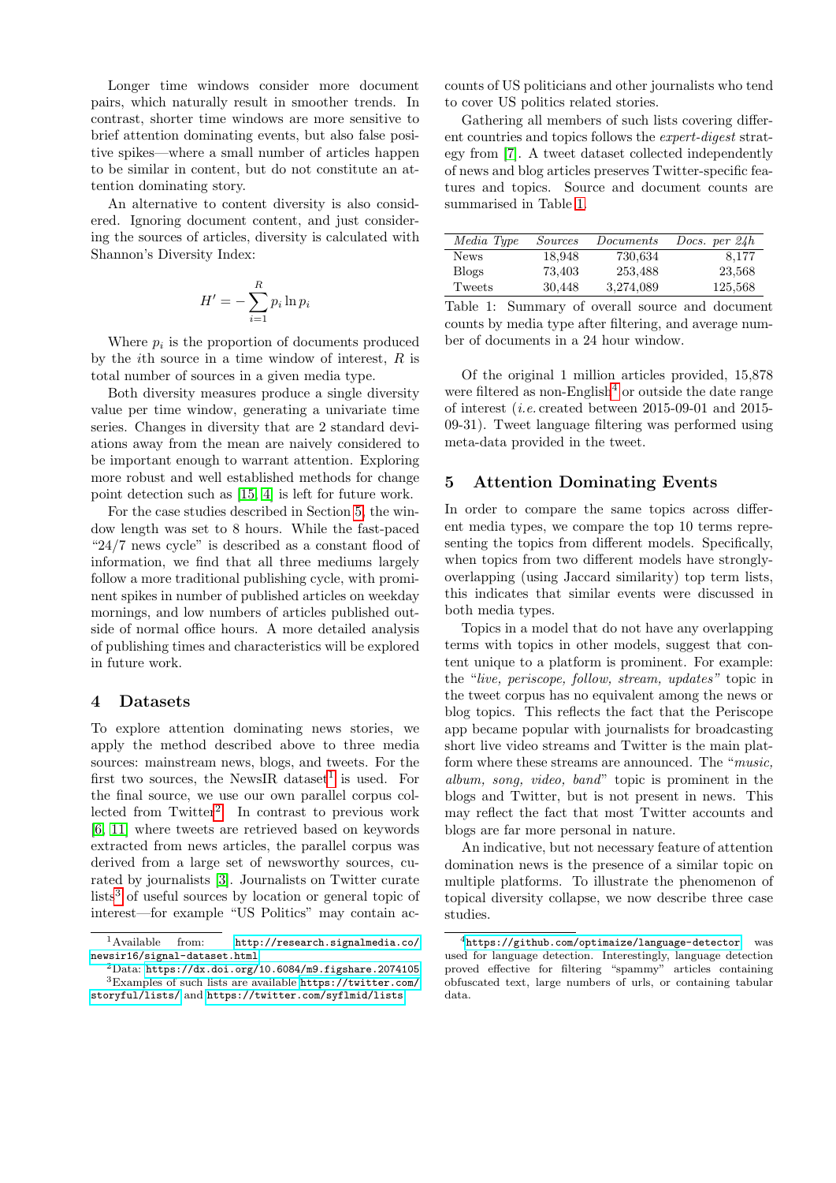Longer time windows consider more document pairs, which naturally result in smoother trends. In contrast, shorter time windows are more sensitive to brief attention dominating events, but also false positive spikes—where a small number of articles happen to be similar in content, but do not constitute an attention dominating story.

An alternative to content diversity is also considered. Ignoring document content, and just considering the sources of articles, diversity is calculated with Shannon's Diversity Index:

$$H' = -\sum_{i=1}^{R} p_i \ln p_i$$

Where $p_i$ is the proportion of documents produced by the $i$th source in a time window of interest, $R$ is total number of sources in a given media type.

Both diversity measures produce a single diversity value per time window, generating a univariate time series. Changes in diversity that are 2 standard deviations away from the mean are naively considered to be important enough to warrant attention. Exploring more robust and well established methods for change point detection such as [15, 4] is left for future work.

For the case studies described in Section 5, the window length was set to 8 hours. While the fast-paced "24/7 news cycle" is described as a constant flood of information, we find that all three mediums largely follow a more traditional publishing cycle, with prominent spikes in number of published articles on weekday mornings, and low numbers of articles published outside of normal office hours. A more detailed analysis of publishing times and characteristics will be explored in future work.

## 4 Datasets

To explore attention dominating news stories, we apply the method described above to three media sources: mainstream news, blogs, and tweets. For the first two sources, the NewsIR dataset[1] is used. For the final source, we use our own parallel corpus collected from Twitter[2]. In contrast to previous work [6, 11] where tweets are retrieved based on keywords extracted from news articles, the parallel corpus was derived from a large set of newsworthy sources, curated by journalists [3]. Journalists on Twitter curate lists[3] of useful sources by location or general topic of interest—for example "US Politics" may contain accounts of US politicians and other journalists who tend to cover US politics related stories.

Gathering all members of such lists covering different countries and topics follows the *expert-digest* strategy from [7]. A tweet dataset collected independently of news and blog articles preserves Twitter-specific features and topics. Source and document counts are summarised in Table 1.

| *Media Type* | *Sources* | *Documents* | *Docs. per 24h* |
|---|---|---|---|
| News | 18,948 | 730,634 | 8,177 |
| Blogs | 73,403 | 253,488 | 23,568 |
| Tweets | 30,448 | 3,274,089 | 125,568 |

Table 1: Summary of overall source and document counts by media type after filtering, and average number of documents in a 24 hour window.

Of the original 1 million articles provided, 15,878 were filtered as non-English[4] or outside the date range of interest (*i.e.* created between 2015-09-01 and 2015-09-31). Tweet language filtering was performed using meta-data provided in the tweet.

## 5 Attention Dominating Events

In order to compare the same topics across different media types, we compare the top 10 terms representing the topics from different models. Specifically, when topics from two different models have strongly-overlapping (using Jaccard similarity) top term lists, this indicates that similar events were discussed in both media types.

Topics in a model that do not have any overlapping terms with topics in other models, suggest that content unique to a platform is prominent. For example: the "*live, periscope, follow, stream, updates"* topic in the tweet corpus has no equivalent among the news or blog topics. This reflects the fact that the Periscope app became popular with journalists for broadcasting short live video streams and Twitter is the main platform where these streams are announced. The "*music, album, song, video, band*" topic is prominent in the blogs and Twitter, but is not present in news. This may reflect the fact that most Twitter accounts and blogs are far more personal in nature.

An indicative, but not necessary feature of attention domination news is the presence of a similar topic on multiple platforms. To illustrate the phenomenon of topical diversity collapse, we now describe three case studies.

---

[1] Available from: http://research.signalmedia.co/newsir16/signal-dataset.html

[2] Data: https://dx.doi.org/10.6084/m9.figshare.2074105

[3] Examples of such lists are available https://twitter.com/storyful/lists/ and https://twitter.com/syflmid/lists

[4] https://github.com/optimaize/language-detector was used for language detection. Interestingly, language detection proved effective for filtering "spammy" articles containing obfuscated text, large numbers of urls, or containing tabular data.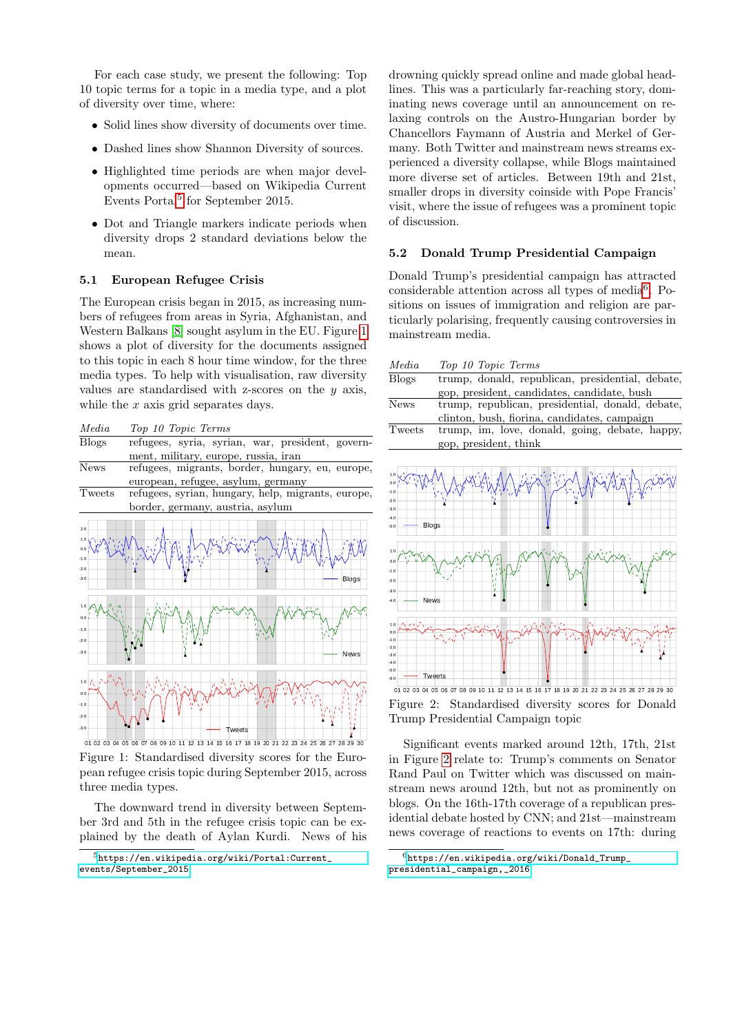For each case study, we present the following: Top 10 topic terms for a topic in a media type, and a plot of diversity over time, where:

- Solid lines show diversity of documents over time.
- Dashed lines show Shannon Diversity of sources.
- Highlighted time periods are when major developments occurred—based on Wikipedia Current Events Portal[5] for September 2015.
- Dot and Triangle markers indicate periods when diversity drops 2 standard deviations below the mean.

### 5.1 European Refugee Crisis

The European crisis began in 2015, as increasing numbers of refugees from areas in Syria, Afghanistan, and Western Balkans [8] sought asylum in the EU. Figure 1 shows a plot of diversity for the documents assigned to this topic in each 8 hour time window, for the three media types. To help with visualisation, raw diversity values are standardised with z-scores on the $y$ axis, while the $x$ axis grid separates days.

| *Media* | *Top 10 Topic Terms* |
|---|---|
| Blogs | refugees, syria, syrian, war, president, government, military, europe, russia, iran |
| News | refugees, migrants, border, hungary, eu, europe, european, refugee, asylum, germany |
| Tweets | refugees, syrian, hungary, help, migrants, europe, border, germany, austria, asylum |

Figure 1: Standardised diversity scores for the European refugee crisis topic during September 2015, across three media types.

The downward trend in diversity between September 3rd and 5th in the refugee crisis topic can be explained by the death of Aylan Kurdi. News of his drowning quickly spread online and made global headlines. This was a particularly far-reaching story, dominating news coverage until an announcement on relaxing controls on the Austro-Hungarian border by Chancellors Faymann of Austria and Merkel of Germany. Both Twitter and mainstream news streams experienced a diversity collapse, while Blogs maintained more diverse set of articles. Between 19th and 21st, smaller drops in diversity coinside with Pope Francis' visit, where the issue of refugees was a prominent topic of discussion.

### 5.2 Donald Trump Presidential Campaign

Donald Trump's presidential campaign has attracted considerable attention across all types of media[6]. Positions on issues of immigration and religion are particularly polarising, frequently causing controversies in mainstream media.

| *Media* | *Top 10 Topic Terms* |
|---|---|
| Blogs | trump, donald, republican, presidential, debate, gop, president, candidates, candidate, bush |
| News | trump, republican, presidential, donald, debate, clinton, bush, fiorina, candidates, campaign |
| Tweets | trump, im, love, donald, going, debate, happy, gop, president, think |

Figure 2: Standardised diversity scores for Donald Trump Presidential Campaign topic

Significant events marked around 12th, 17th, 21st in Figure 2 relate to: Trump's comments on Senator Rand Paul on Twitter which was discussed on mainstream news around 12th, but not as prominently on blogs. On the 16th-17th coverage of a republican presidential debate hosted by CNN; and 21st—mainstream news coverage of reactions to events on 17th: during

[5] https://en.wikipedia.org/wiki/Portal:Current_events/September_2015

[6] https://en.wikipedia.org/wiki/Donald_Trump_presidential_campaign,_2016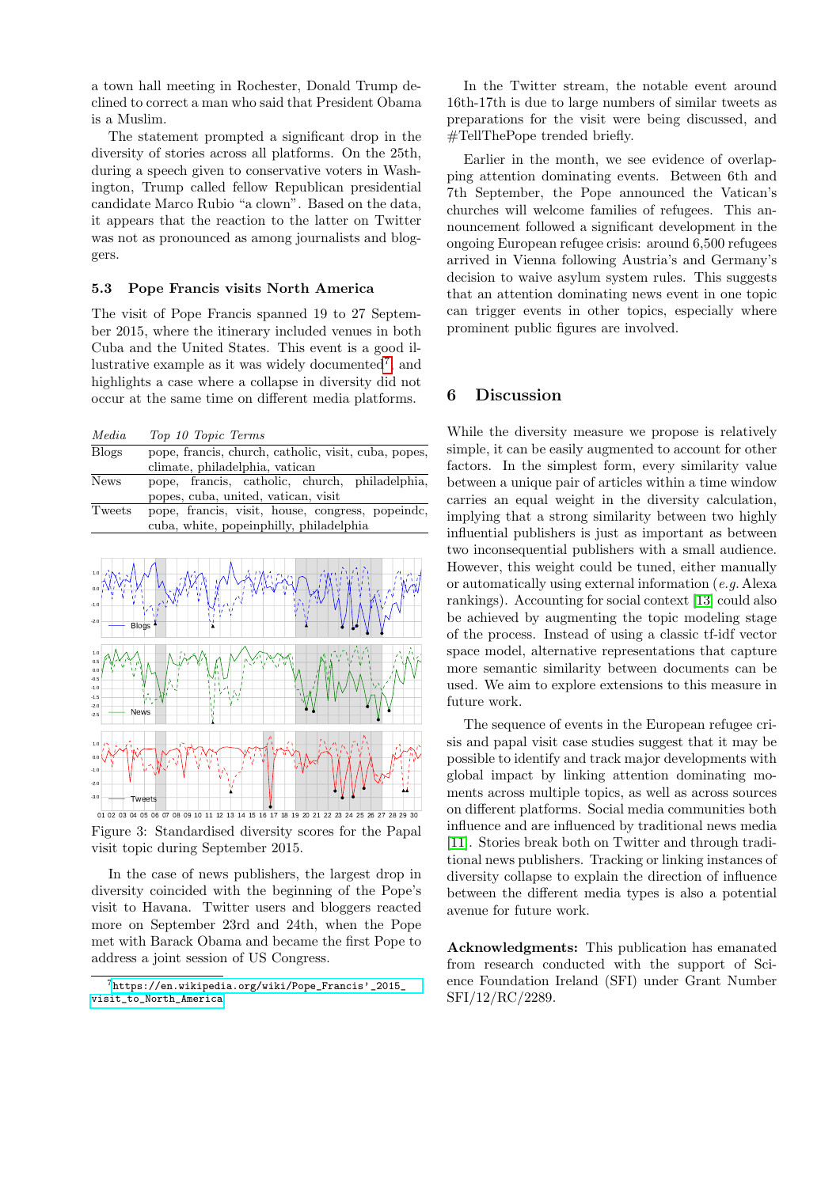a town hall meeting in Rochester, Donald Trump declined to correct a man who said that President Obama is a Muslim.

The statement prompted a significant drop in the diversity of stories across all platforms. On the 25th, during a speech given to conservative voters in Washington, Trump called fellow Republican presidential candidate Marco Rubio "a clown". Based on the data, it appears that the reaction to the latter on Twitter was not as pronounced as among journalists and bloggers.

### 5.3 Pope Francis visits North America

The visit of Pope Francis spanned 19 to 27 September 2015, where the itinerary included venues in both Cuba and the United States. This event is a good illustrative example as it was widely documented[7], and highlights a case where a collapse in diversity did not occur at the same time on different media platforms.

| *Media* | *Top 10 Topic Terms* |
|---|---|
| Blogs | pope, francis, church, catholic, visit, cuba, popes, climate, philadelphia, vatican |
| News | pope, francis, catholic, church, philadelphia, popes, cuba, united, vatican, visit |
| Tweets | pope, francis, visit, house, congress, popeindc, cuba, white, popeinphilly, philadelphia |

Figure 3: Standardised diversity scores for the Papal visit topic during September 2015.

In the case of news publishers, the largest drop in diversity coincided with the beginning of the Pope's visit to Havana. Twitter users and bloggers reacted more on September 23rd and 24th, when the Pope met with Barack Obama and became the first Pope to address a joint session of US Congress.

[7] https://en.wikipedia.org/wiki/Pope_Francis'_2015_visit_to_North_America

In the Twitter stream, the notable event around 16th-17th is due to large numbers of similar tweets as preparations for the visit were being discussed, and #TellThePope trended briefly.

Earlier in the month, we see evidence of overlapping attention dominating events. Between 6th and 7th September, the Pope announced the Vatican's churches will welcome families of refugees. This announcement followed a significant development in the ongoing European refugee crisis: around 6,500 refugees arrived in Vienna following Austria's and Germany's decision to waive asylum system rules. This suggests that an attention dominating news event in one topic can trigger events in other topics, especially where prominent public figures are involved.

## 6 Discussion

While the diversity measure we propose is relatively simple, it can be easily augmented to account for other factors. In the simplest form, every similarity value between a unique pair of articles within a time window carries an equal weight in the diversity calculation, implying that a strong similarity between two highly influential publishers is just as important as between two inconsequential publishers with a small audience. However, this weight could be tuned, either manually or automatically using external information (*e.g.* Alexa rankings). Accounting for social context [13] could also be achieved by augmenting the topic modeling stage of the process. Instead of using a classic tf-idf vector space model, alternative representations that capture more semantic similarity between documents can be used. We aim to explore extensions to this measure in future work.

The sequence of events in the European refugee crisis and papal visit case studies suggest that it may be possible to identify and track major developments with global impact by linking attention dominating moments across multiple topics, as well as across sources on different platforms. Social media communities both influence and are influenced by traditional news media [11]. Stories break both on Twitter and through traditional news publishers. Tracking or linking instances of diversity collapse to explain the direction of influence between the different media types is also a potential avenue for future work.

**Acknowledgments:** This publication has emanated from research conducted with the support of Science Foundation Ireland (SFI) under Grant Number SFI/12/RC/2289.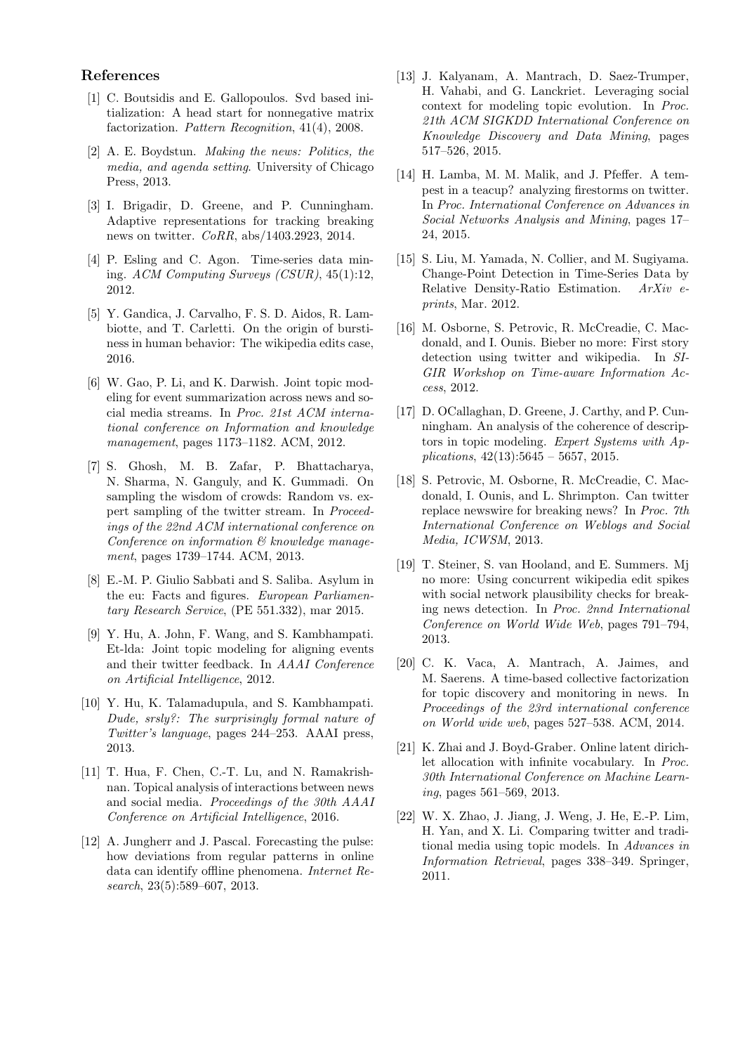## References

[1] C. Boutsidis and E. Gallopoulos. Svd based initialization: A head start for nonnegative matrix factorization. *Pattern Recognition*, 41(4), 2008.

[2] A. E. Boydstun. *Making the news: Politics, the media, and agenda setting*. University of Chicago Press, 2013.

[3] I. Brigadir, D. Greene, and P. Cunningham. Adaptive representations for tracking breaking news on twitter. *CoRR*, abs/1403.2923, 2014.

[4] P. Esling and C. Agon. Time-series data mining. *ACM Computing Surveys (CSUR)*, 45(1):12, 2012.

[5] Y. Gandica, J. Carvalho, F. S. D. Aidos, R. Lambiotte, and T. Carletti. On the origin of burstiness in human behavior: The wikipedia edits case, 2016.

[6] W. Gao, P. Li, and K. Darwish. Joint topic modeling for event summarization across news and social media streams. In *Proc. 21st ACM international conference on Information and knowledge management*, pages 1173–1182. ACM, 2012.

[7] S. Ghosh, M. B. Zafar, P. Bhattacharya, N. Sharma, N. Ganguly, and K. Gummadi. On sampling the wisdom of crowds: Random vs. expert sampling of the twitter stream. In *Proceedings of the 22nd ACM international conference on Conference on information & knowledge management*, pages 1739–1744. ACM, 2013.

[8] E.-M. P. Giulio Sabbati and S. Saliba. Asylum in the eu: Facts and figures. *European Parliamentary Research Service*, (PE 551.332), mar 2015.

[9] Y. Hu, A. John, F. Wang, and S. Kambhampati. Et-lda: Joint topic modeling for aligning events and their twitter feedback. In *AAAI Conference on Artificial Intelligence*, 2012.

[10] Y. Hu, K. Talamadupula, and S. Kambhampati. *Dude, srsly?: The surprisingly formal nature of Twitter's language*, pages 244–253. AAAI press, 2013.

[11] T. Hua, F. Chen, C.-T. Lu, and N. Ramakrishnan. Topical analysis of interactions between news and social media. *Proceedings of the 30th AAAI Conference on Artificial Intelligence*, 2016.

[12] A. Jungherr and J. Pascal. Forecasting the pulse: how deviations from regular patterns in online data can identify offline phenomena. *Internet Research*, 23(5):589–607, 2013.

[13] J. Kalyanam, A. Mantrach, D. Saez-Trumper, H. Vahabi, and G. Lanckriet. Leveraging social context for modeling topic evolution. In *Proc. 21th ACM SIGKDD International Conference on Knowledge Discovery and Data Mining*, pages 517–526, 2015.

[14] H. Lamba, M. M. Malik, and J. Pfeffer. A tempest in a teacup? analyzing firestorms on twitter. In *Proc. International Conference on Advances in Social Networks Analysis and Mining*, pages 17–24, 2015.

[15] S. Liu, M. Yamada, N. Collier, and M. Sugiyama. Change-Point Detection in Time-Series Data by Relative Density-Ratio Estimation. *ArXiv e-prints*, Mar. 2012.

[16] M. Osborne, S. Petrovic, R. McCreadie, C. Macdonald, and I. Ounis. Bieber no more: First story detection using twitter and wikipedia. In *SIGIR Workshop on Time-aware Information Access*, 2012.

[17] D. OCallaghan, D. Greene, J. Carthy, and P. Cunningham. An analysis of the coherence of descriptors in topic modeling. *Expert Systems with Applications*, 42(13):5645 – 5657, 2015.

[18] S. Petrovic, M. Osborne, R. McCreadie, C. Macdonald, I. Ounis, and L. Shrimpton. Can twitter replace newswire for breaking news? In *Proc. 7th International Conference on Weblogs and Social Media, ICWSM*, 2013.

[19] T. Steiner, S. van Hooland, and E. Summers. Mj no more: Using concurrent wikipedia edit spikes with social network plausibility checks for breaking news detection. In *Proc. 2nnd International Conference on World Wide Web*, pages 791–794, 2013.

[20] C. K. Vaca, A. Mantrach, A. Jaimes, and M. Saerens. A time-based collective factorization for topic discovery and monitoring in news. In *Proceedings of the 23rd international conference on World wide web*, pages 527–538. ACM, 2014.

[21] K. Zhai and J. Boyd-Graber. Online latent dirichlet allocation with infinite vocabulary. In *Proc. 30th International Conference on Machine Learning*, pages 561–569, 2013.

[22] W. X. Zhao, J. Jiang, J. Weng, J. He, E.-P. Lim, H. Yan, and X. Li. Comparing twitter and traditional media using topic models. In *Advances in Information Retrieval*, pages 338–349. Springer, 2011.